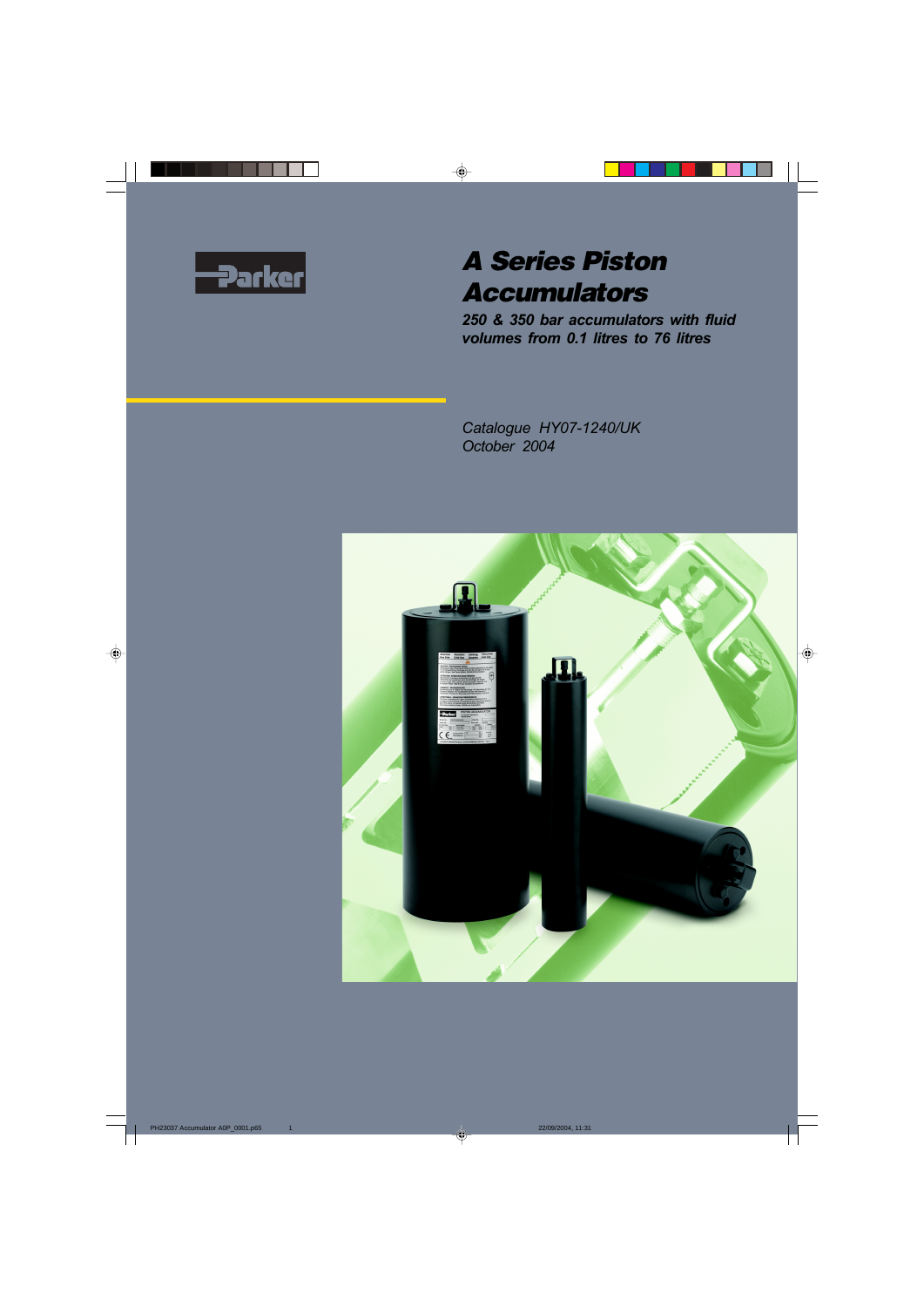Parker

# A Series Piston Accumulators

***250 & 350 bar accumulators with fluid volumes from 0.1 litres to 76 litres***

*Catalogue HY07-1240/UK*
*October 2004*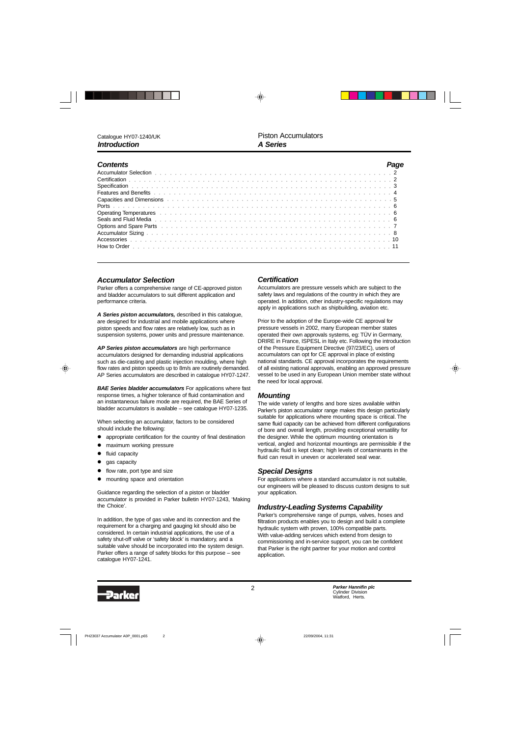Catalogue HY07-1240/UK
***Introduction***

Piston Accumulators
***A Series***

## Contents

| Contents | Page |
| --- | --- |
| Accumulator Selection | 2 |
| Certification | 2 |
| Specification | 3 |
| Features and Benefits | 4 |
| Capacities and Dimensions | 5 |
| Ports | 6 |
| Operating Temperatures | 6 |
| Seals and Fluid Media | 6 |
| Options and Spare Parts | 7 |
| Accumulator Sizing | 8 |
| Accessories | 10 |
| How to Order | 11 |

## Accumulator Selection

Parker offers a comprehensive range of CE-approved piston and bladder accumulators to suit different application and performance criteria.

***A Series piston accumulators,*** described in this catalogue, are designed for industrial and mobile applications where piston speeds and flow rates are relatively low, such as in suspension systems, power units and pressure maintenance.

***AP Series piston accumulators*** are high performance accumulators designed for demanding industrial applications such as die-casting and plastic injection moulding, where high flow rates and piston speeds up to 8m/s are routinely demanded. AP Series accumulators are described in catalogue HY07-1247.

***BAE Series bladder accumulators*** For applications where fast response times, a higher tolerance of fluid contamination and an instantaneous failure mode are required, the BAE Series of bladder accumulators is available – see catalogue HY07-1235.

When selecting an accumulator, factors to be considered should include the following:

- appropriate certification for the country of final destination
- maximum working pressure
- fluid capacity
- gas capacity
- flow rate, port type and size
- mounting space and orientation

Guidance regarding the selection of a piston or bladder accumulator is provided in Parker bulletin HY07-1243, 'Making the Choice'.

In addition, the type of gas valve and its connection and the requirement for a charging and gauging kit should also be considered. In certain industrial applications, the use of a safety shut-off valve or 'safety block' is mandatory, and a suitable valve should be incorporated into the system design. Parker offers a range of safety blocks for this purpose – see catalogue HY07-1241.

## Certification

Accumulators are pressure vessels which are subject to the safety laws and regulations of the country in which they are operated. In addition, other industry-specific regulations may apply in applications such as shipbuilding, aviation etc.

Prior to the adoption of the Europe-wide CE approval for pressure vessels in 2002, many European member states operated their own approvals systems, eg: TÜV in Germany, DRIRE in France, ISPESL in Italy etc. Following the introduction of the Pressure Equipment Directive (97/23/EC), users of accumulators can opt for CE approval in place of existing national standards. CE approval incorporates the requirements of all existing national approvals, enabling an approved pressure vessel to be used in any European Union member state without the need for local approval.

## Mounting

The wide variety of lengths and bore sizes available within Parker's piston accumulator range makes this design particularly suitable for applications where mounting space is critical. The same fluid capacity can be achieved from different configurations of bore and overall length, providing exceptional versatility for the designer. While the optimum mounting orientation is vertical, angled and horizontal mountings are permissible if the hydraulic fluid is kept clean; high levels of contaminants in the fluid can result in uneven or accelerated seal wear.

## Special Designs

For applications where a standard accumulator is not suitable, our engineers will be pleased to discuss custom designs to suit your application.

## Industry-Leading Systems Capability

Parker's comprehensive range of pumps, valves, hoses and filtration products enables you to design and build a complete hydraulic system with proven, 100% compatible parts.
With value-adding services which extend from design to commissioning and in-service support, you can be confident that Parker is the right partner for your motion and control application.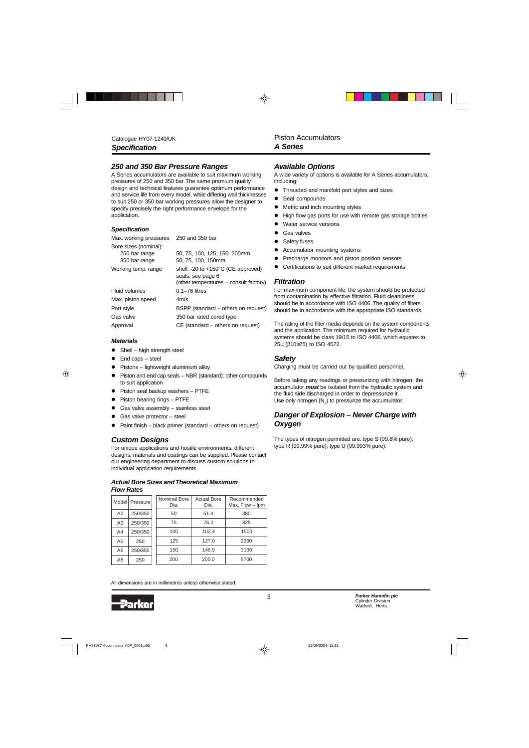## Specification

# Piston Accumulators
## A Series

## 250 and 350 Bar Pressure Ranges

A Series accumulators are available to suit maximum working pressures of 250 and 350 bar. The same premium quality design and technical features guarantee optimum performance and service life from every model, while differing wall thicknesses to suit 250 or 350 bar working pressures allow the designer to specify precisely the right performance envelope for the application.

### *Specification*

| | |
|---|---|
| Max. working pressures | 250 and 350 bar |
| Bore sizes (nominal): | |
| 250 bar range | 50, 75, 100, 125, 150, 200mm |
| 350 bar range | 50, 75, 100, 150mm |
| Working temp. range | shell: -20 to +150°C (CE approved)<br>seals: see page 6<br>(other temperatures – consult factory) |
| Fluid volumes | 0.1–76 litres |
| Max. piston speed | 4m/s |
| Port style | BSPP (standard – others on request) |
| Gas valve | 350 bar rated cored type |
| Approval | CE (standard – others on request) |

### *Materials*

- Shell – high strength steel
- End caps – steel
- Pistons – lightweight aluminium alloy
- Piston and end cap seals – NBR (standard): other compounds to suit application
- Piston seal backup washers – PTFE
- Piston bearing rings – PTFE
- Gas valve assembly – stainless steel
- Gas valve protector – steel
- Paint finish – black primer (standard – others on request)

## Custom Designs

For unique applications and hostile environments, different designs, materials and coatings can be supplied. Please contact our engineering department to discuss custom solutions to individual application requirements.

### *Actual Bore Sizes and Theoretical Maximum Flow Rates*

| Model | Pressure | Nominal Bore Dia. | Actual Bore Dia. | Recommended Max. Flow – lpm |
|---|---|---|---|---|
| A2 | 250/350 | 50 | 51.4 | 380 |
| A3 | 250/350 | 75 | 76.2 | 825 |
| A4 | 250/350 | 100 | 102.4 | 1500 |
| A5 | 250 | 125 | 127.0 | 2200 |
| A6 | 250/350 | 150 | 146.9 | 3100 |
| A8 | 250 | 200 | 200.0 | 5700 |

## Available Options

A wide variety of options is available for A Series accumulators, including:

- Threaded and manifold port styles and sizes
- Seal compounds
- Metric and inch mounting styles
- High flow gas ports for use with remote gas storage bottles
- Water service versions
- Gas valves
- Safety fuses
- Accumulator mounting systems
- Precharge monitors and piston position sensors
- Certifications to suit different market requirements

## Filtration

For maximum component life, the system should be protected from contamination by effective filtration. Fluid cleanliness should be in accordance with ISO 4406. The quality of filters should be in accordance with the appropriate ISO standards.

The rating of the filter media depends on the system components and the application. The minimum required for hydraulic systems should be class 19/15 to ISO 4406, which equates to 25µ ($\beta 10 \geq 75$) to ISO 4572.

## Safety

Charging must be carried out by qualified personnel.

Before taking any readings or pressurizing with nitrogen, the accumulator ***must*** be isolated from the hydraulic system and the fluid side discharged in order to depressurize it.
Use only nitrogen ($N_2$) to pressurize the accumulator.

## Danger of Explosion – Never Charge with Oxygen

The types of nitrogen permitted are: type S (99.8% pure); type R (99.99% pure); type U (99.993% pure).

All dimensions are in millimetres unless otherwise stated.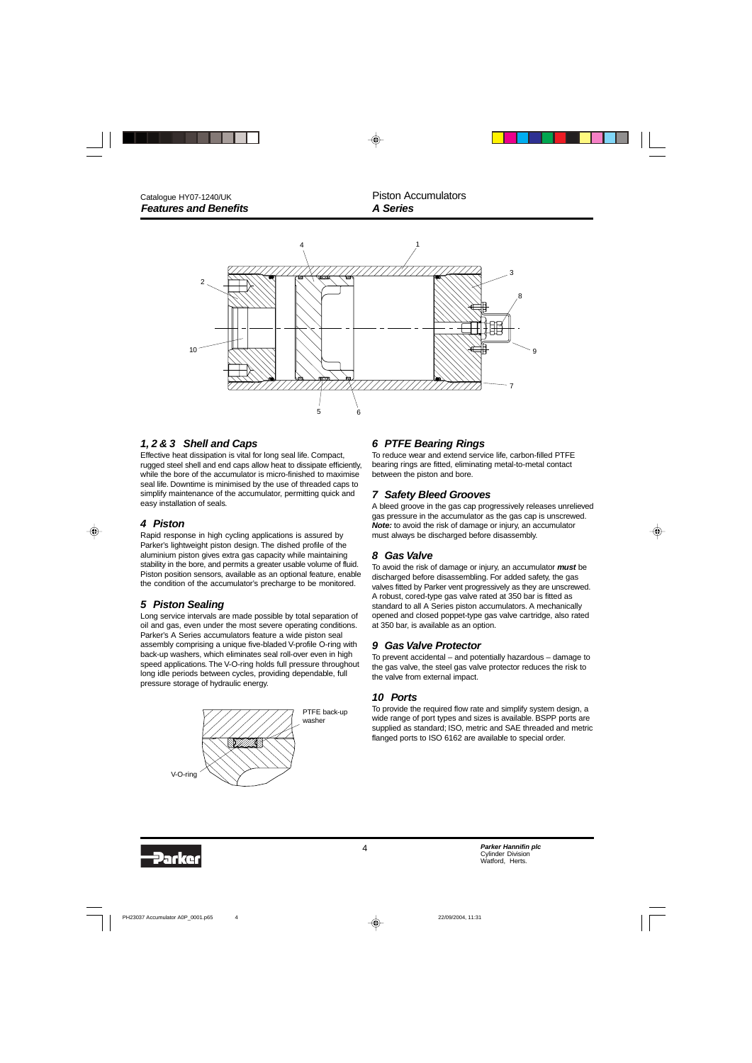Catalogue HY07-1240/UK
**Features and Benefits**

Piston Accumulators
**A Series**

## 1, 2 & 3 Shell and Caps

Effective heat dissipation is vital for long seal life. Compact, rugged steel shell and end caps allow heat to dissipate efficiently, while the bore of the accumulator is micro-finished to maximise seal life. Downtime is minimised by the use of threaded caps to simplify maintenance of the accumulator, permitting quick and easy installation of seals.

## 4 Piston

Rapid response in high cycling applications is assured by Parker's lightweight piston design. The dished profile of the aluminium piston gives extra gas capacity while maintaining stability in the bore, and permits a greater usable volume of fluid. Piston position sensors, available as an optional feature, enable the condition of the accumulator's precharge to be monitored.

## 5 Piston Sealing

Long service intervals are made possible by total separation of oil and gas, even under the most severe operating conditions. Parker's A Series accumulators feature a wide piston seal assembly comprising a unique five-bladed V-profile O-ring with back-up washers, which eliminates seal roll-over even in high speed applications. The V-O-ring holds full pressure throughout long idle periods between cycles, providing dependable, full pressure storage of hydraulic energy.

PTFE back-up washer

V-O-ring

## 6 PTFE Bearing Rings

To reduce wear and extend service life, carbon-filled PTFE bearing rings are fitted, eliminating metal-to-metal contact between the piston and bore.

## 7 Safety Bleed Grooves

A bleed groove in the gas cap progressively releases unrelieved gas pressure in the accumulator as the gas cap is unscrewed. ***Note:*** to avoid the risk of damage or injury, an accumulator must always be discharged before disassembly.

## 8 Gas Valve

To avoid the risk of damage or injury, an accumulator ***must*** be discharged before disassembling. For added safety, the gas valves fitted by Parker vent progressively as they are unscrewed. A robust, cored-type gas valve rated at 350 bar is fitted as standard to all A Series piston accumulators. A mechanically opened and closed poppet-type gas valve cartridge, also rated at 350 bar, is available as an option.

## 9 Gas Valve Protector

To prevent accidental – and potentially hazardous – damage to the gas valve, the steel gas valve protector reduces the risk to the valve from external impact.

## 10 Ports

To provide the required flow rate and simplify system design, a wide range of port types and sizes is available. BSPP ports are supplied as standard; ISO, metric and SAE threaded and metric flanged ports to ISO 6162 are available to special order.

**Parker Hannifin plc**
Cylinder Division
Watford, Herts.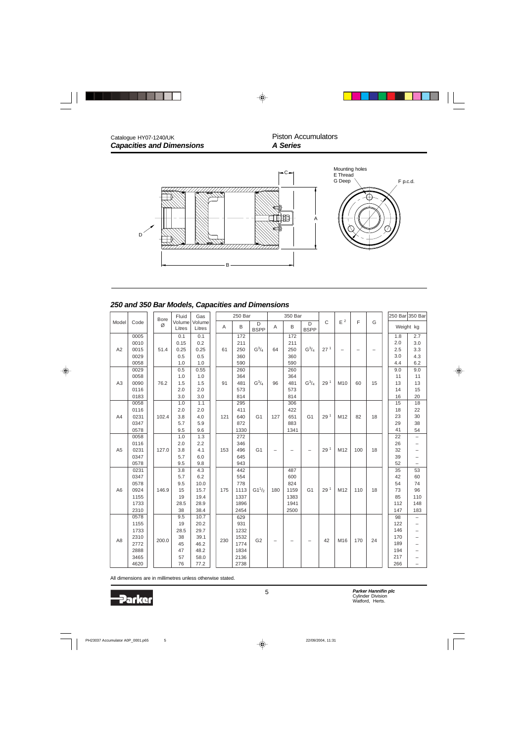Catalogue HY07-1240/UK
***Capacities and Dimensions***

Piston Accumulators
***A Series***

Mounting holes
E Thread
G Deep

F p.c.d.

C

A

D

B

## *250 and 350 Bar Models, Capacities and Dimensions*

| Model | Code | Bore Ø | Fluid Volume Litres | Gas Volume Litres | 250 Bar A | 250 Bar B | 250 Bar D BSPP | 350 Bar A | 350 Bar B | 350 Bar D BSPP | C | E [2] | F | G | 250 Bar Weight kg | 350 Bar Weight kg |
|---|---|---|---|---|---|---|---|---|---|---|---|---|---|---|---|---|
| A2 | 0005 | 51.4 | 0.1 | 0.1 | 61 | 172 | $G^3/_4$ | 64 | 172 | $G^3/_4$ | 27 [1] | – | – | – | 1.8 | 2.7 |
| | 0010 | | 0.15 | 0.2 | | 211 | | | 211 | | | | | | 2.0 | 3.0 |
| | 0015 | | 0.25 | 0.25 | | 250 | | | 250 | | | | | | 2.5 | 3.3 |
| | 0029 | | 0.5 | 0.5 | | 360 | | | 360 | | | | | | 3.0 | 4.3 |
| | 0058 | | 1.0 | 1.0 | | 590 | | | 590 | | | | | | 4.4 | 6.2 |
| A3 | 0029 | 76.2 | 0.5 | 0.55 | 91 | 260 | $G^3/_4$ | 96 | 260 | $G^3/_4$ | 29 [1] | M10 | 60 | 15 | 9.0 | 9.0 |
| | 0058 | | 1.0 | 1.0 | | 364 | | | 364 | | | | | | 11 | 11 |
| | 0090 | | 1.5 | 1.5 | | 481 | | | 481 | | | | | | 13 | 13 |
| | 0116 | | 2.0 | 2.0 | | 573 | | | 573 | | | | | | 14 | 15 |
| | 0183 | | 3.0 | 3.0 | | 814 | | | 814 | | | | | | 16 | 20 |
| A4 | 0058 | 102.4 | 1.0 | 1.1 | 121 | 295 | G1 | 127 | 306 | G1 | 29 [1] | M12 | 82 | 18 | 15 | 18 |
| | 0116 | | 2.0 | 2.0 | | 411 | | | 422 | | | | | | 18 | 22 |
| | 0231 | | 3.8 | 4.0 | | 640 | | | 651 | | | | | | 23 | 30 |
| | 0347 | | 5.7 | 5.9 | | 872 | | | 883 | | | | | | 29 | 38 |
| | 0578 | | 9.5 | 9.6 | | 1330 | | | 1341 | | | | | | 41 | 54 |
| A5 | 0058 | 127.0 | 1.0 | 1.3 | 153 | 272 | G1 | – | – | – | 29 [1] | M12 | 100 | 18 | 22 | – |
| | 0116 | | 2.0 | 2.2 | | 346 | | | | | | | | | 26 | – |
| | 0231 | | 3.8 | 4.1 | | 496 | | | | | | | | | 32 | – |
| | 0347 | | 5.7 | 6.0 | | 645 | | | | | | | | | 39 | – |
| | 0578 | | 9.5 | 9.8 | | 943 | | | | | | | | | 52 | – |
| A6 | 0231 | 146.9 | 3.8 | 4.3 | 175 | 442 | $G1^1/_2$ | 180 | 487 | G1 | 29 [1] | M12 | 110 | 18 | 35 | 53 |
| | 0347 | | 5.7 | 6.2 | | 554 | | | 600 | | | | | | 42 | 60 |
| | 0578 | | 9.5 | 10.0 | | 778 | | | 824 | | | | | | 54 | 74 |
| | 0924 | | 15 | 15.7 | | 1113 | | | 1159 | | | | | | 73 | 96 |
| | 1155 | | 19 | 19.4 | | 1337 | | | 1383 | | | | | | 85 | 110 |
| | 1733 | | 28.5 | 28.9 | | 1896 | | | 1941 | | | | | | 112 | 148 |
| | 2310 | | 38 | 38.4 | | 2454 | | | 2500 | | | | | | 147 | 183 |
| A8 | 0578 | 200.0 | 9.5 | 10.7 | 230 | 629 | G2 | – | – | – | 42 | M16 | 170 | 24 | 98 | – |
| | 1155 | | 19 | 20.2 | | 931 | | | | | | | | | 122 | – |
| | 1733 | | 28.5 | 29.7 | | 1232 | | | | | | | | | 146 | – |
| | 2310 | | 38 | 39.1 | | 1532 | | | | | | | | | 170 | – |
| | 2772 | | 45 | 46.2 | | 1774 | | | | | | | | | 189 | – |
| | 2888 | | 47 | 48.2 | | 1834 | | | | | | | | | 194 | – |
| | 3465 | | 57 | 58.0 | | 2136 | | | | | | | | | 217 | – |
| | 4620 | | 76 | 77.2 | | 2738 | | | | | | | | | 266 | – |

All dimensions are in millimetres unless otherwise stated.

**Parker Hannifin plc**
Cylinder Division
Watford, Herts.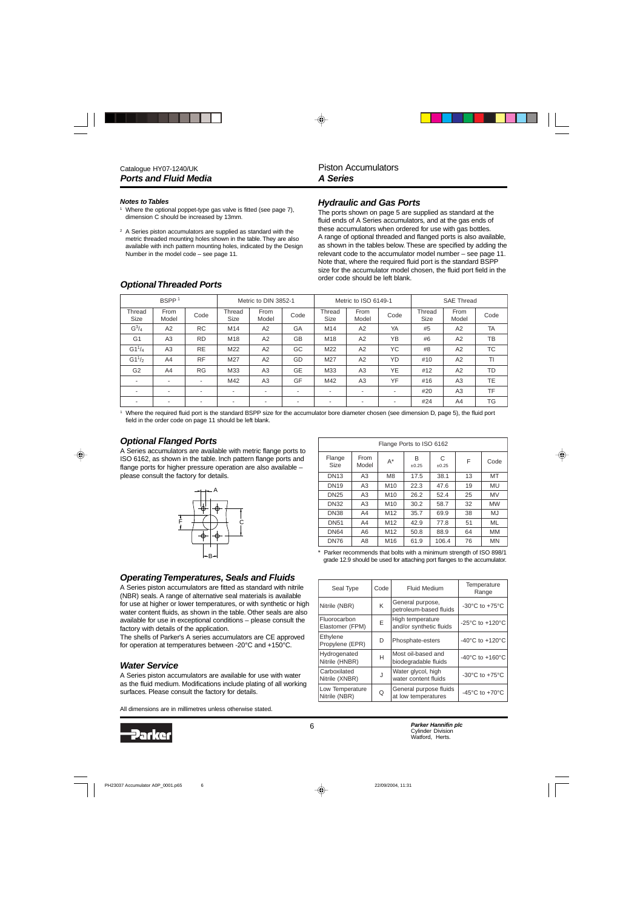## Notes to Tables

[1] Where the optional poppet-type gas valve is fitted (see page 7), dimension C should be increased by 13mm.

[2] A Series piston accumulators are supplied as standard with the metric threaded mounting holes shown in the table. They are also available with inch pattern mounting holes, indicated by the Design Number in the model code – see page 11.

## Hydraulic and Gas Ports

The ports shown on page 5 are supplied as standard at the fluid ends of A Series accumulators, and at the gas ends of these accumulators when ordered for use with gas bottles. A range of optional threaded and flanged ports is also available, as shown in the tables below. These are specified by adding the relevant code to the accumulator model number – see page 11. Note that, where the required fluid port is the standard BSPP size for the accumulator model chosen, the fluid port field in the order code should be left blank.

## Optional Threaded Ports

| BSPP [1] | | | Metric to DIN 3852-1 | | | Metric to ISO 6149-1 | | | SAE Thread | | |
|---|---|---|---|---|---|---|---|---|---|---|---|
| Thread Size | From Model | Code | Thread Size | From Model | Code | Thread Size | From Model | Code | Thread Size | From Model | Code |
| G$^3/_4$ | A2 | RC | M14 | A2 | GA | M14 | A2 | YA | #5 | A2 | TA |
| G1 | A3 | RD | M18 | A2 | GB | M18 | A2 | YB | #6 | A2 | TB |
| G1$^1/_4$ | A3 | RE | M22 | A2 | GC | M22 | A2 | YC | #8 | A2 | TC |
| G1$^1/_2$ | A4 | RF | M27 | A2 | GD | M27 | A2 | YD | #10 | A2 | TI |
| G2 | A4 | RG | M33 | A3 | GE | M33 | A3 | YE | #12 | A2 | TD |
| - | - | - | M42 | A3 | GF | M42 | A3 | YF | #16 | A3 | TE |
| - | - | - | - | - | - | - | - | - | #20 | A3 | TF |
| - | - | - | - | - | - | - | - | - | #24 | A4 | TG |

[1] Where the required fluid port is the standard BSPP size for the accumulator bore diameter chosen (see dimension D, page 5), the fluid port field in the order code on page 11 should be left blank.

## Optional Flanged Ports

A Series accumulators are available with metric flange ports to ISO 6162, as shown in the table. Inch pattern flange ports and flange ports for higher pressure operation are also available – please consult the factory for details.

| Flange Ports to ISO 6162 | | | | | | |
|---|---|---|---|---|---|---|
| Flange Size | From Model | A* | B ±0.25 | C ±0.25 | F | Code |
| DN13 | A3 | M8 | 17.5 | 38.1 | 13 | MT |
| DN19 | A3 | M10 | 22.3 | 47.6 | 19 | MU |
| DN25 | A3 | M10 | 26.2 | 52.4 | 25 | MV |
| DN32 | A3 | M10 | 30.2 | 58.7 | 32 | MW |
| DN38 | A4 | M12 | 35.7 | 69.9 | 38 | MJ |
| DN51 | A4 | M12 | 42.9 | 77.8 | 51 | ML |
| DN64 | A6 | M12 | 50.8 | 88.9 | 64 | MM |
| DN76 | A8 | M16 | 61.9 | 106.4 | 76 | MN |

\* Parker recommends that bolts with a minimum strength of ISO 898/1 grade 12.9 should be used for attaching port flanges to the accumulator.

## Operating Temperatures, Seals and Fluids

A Series piston accumulators are fitted as standard with nitrile (NBR) seals. A range of alternative seal materials is available for use at higher or lower temperatures, or with synthetic or high water content fluids, as shown in the table. Other seals are also available for use in exceptional conditions – please consult the factory with details of the application.

The shells of Parker's A series accumulators are CE approved for operation at temperatures between -20°C and +150°C.

| Seal Type | Code | Fluid Medium | Temperature Range |
|---|---|---|---|
| Nitrile (NBR) | K | General purpose, petroleum-based fluids | -30°C to +75°C |
| Fluorocarbon Elastomer (FPM) | E | High temperature and/or synthetic fluids | -25°C to +120°C |
| Ethylene Propylene (EPR) | D | Phosphate-esters | -40°C to +120°C |
| Hydrogenated Nitrile (HNBR) | H | Most oil-based and biodegradable fluids | -40°C to +160°C |
| Carboxilated Nitrile (XNBR) | J | Water glycol, high water content fluids | -30°C to +75°C |
| Low Temperature Nitrile (NBR) | Q | General purpose fluids at low temperatures | -45°C to +70°C |

## Water Service

A Series piston accumulators are available for use with water as the fluid medium. Modifications include plating of all working surfaces. Please consult the factory for details.

All dimensions are in millimetres unless otherwise stated.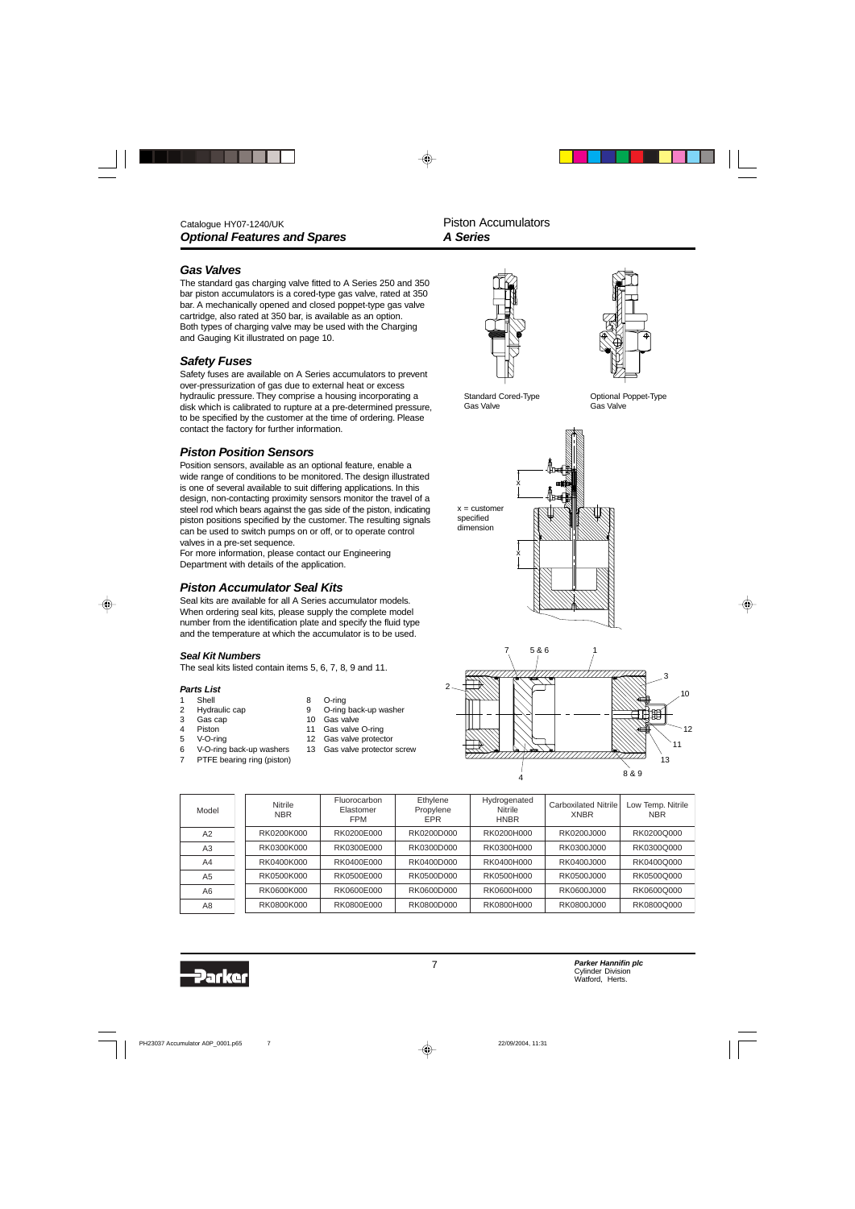## Optional Features and Spares

Piston Accumulators
**A Series**

### Gas Valves

The standard gas charging valve fitted to A Series 250 and 350 bar piston accumulators is a cored-type gas valve, rated at 350 bar. A mechanically opened and closed poppet-type gas valve cartridge, also rated at 350 bar, is available as an option. Both types of charging valve may be used with the Charging and Gauging Kit illustrated on page 10.

Standard Cored-Type Gas Valve

Optional Poppet-Type Gas Valve

### Safety Fuses

Safety fuses are available on A Series accumulators to prevent over-pressurization of gas due to external heat or excess hydraulic pressure. They comprise a housing incorporating a disk which is calibrated to rupture at a pre-determined pressure, to be specified by the customer at the time of ordering. Please contact the factory for further information.

### Piston Position Sensors

Position sensors, available as an optional feature, enable a wide range of conditions to be monitored. The design illustrated is one of several available to suit differing applications. In this design, non-contacting proximity sensors monitor the travel of a steel rod which bears against the gas side of the piston, indicating piston positions specified by the customer. The resulting signals can be used to switch pumps on or off, or to operate control valves in a pre-set sequence.
For more information, please contact our Engineering Department with details of the application.

x = customer specified dimension

### Piston Accumulator Seal Kits

Seal kits are available for all A Series accumulator models. When ordering seal kits, please supply the complete model number from the identification plate and specify the fluid type and the temperature at which the accumulator is to be used.

#### Seal Kit Numbers

The seal kits listed contain items 5, 6, 7, 8, 9 and 11.

#### Parts List

1. Shell
2. Hydraulic cap
3. Gas cap
4. Piston
5. V-O-ring
6. V-O-ring back-up washers
7. PTFE bearing ring (piston)
8. O-ring
9. O-ring back-up washer
10. Gas valve
11. Gas valve O-ring
12. Gas valve protector
13. Gas valve protector screw

| Model | Nitrile NBR | Fluorocarbon Elastomer FPM | Ethylene Propylene EPR | Hydrogenated Nitrile HNBR | Carboxilated Nitrile XNBR | Low Temp. Nitrile NBR |
|---|---|---|---|---|---|---|
| A2 | RK0200K000 | RK0200E000 | RK0200D000 | RK0200H000 | RK0200J000 | RK0200Q000 |
| A3 | RK0300K000 | RK0300E000 | RK0300D000 | RK0300H000 | RK0300J000 | RK0300Q000 |
| A4 | RK0400K000 | RK0400E000 | RK0400D000 | RK0400H000 | RK0400J000 | RK0400Q000 |
| A5 | RK0500K000 | RK0500E000 | RK0500D000 | RK0500H000 | RK0500J000 | RK0500Q000 |
| A6 | RK0600K000 | RK0600E000 | RK0600D000 | RK0600H000 | RK0600J000 | RK0600Q000 |
| A8 | RK0800K000 | RK0800E000 | RK0800D000 | RK0800H000 | RK0800J000 | RK0800Q000 |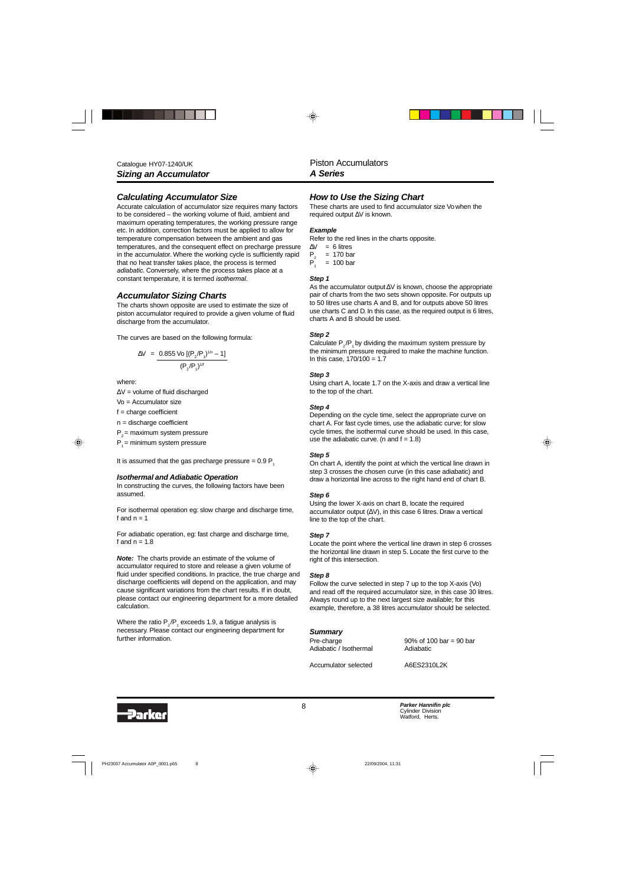Catalogue HY07-1240/UK
**_Sizing an Accumulator_**

Piston Accumulators
**_A Series_**

## _Calculating Accumulator Size_

Accurate calculation of accumulator size requires many factors to be considered – the working volume of fluid, ambient and maximum operating temperatures, the working pressure range etc. In addition, correction factors must be applied to allow for temperature compensation between the ambient and gas temperatures, and the consequent effect on precharge pressure in the accumulator. Where the working cycle is sufficiently rapid that no heat transfer takes place, the process is termed _adiabatic_. Conversely, where the process takes place at a constant temperature, it is termed _isothermal_.

## _Accumulator Sizing Charts_

The charts shown opposite are used to estimate the size of piston accumulator required to provide a given volume of fluid discharge from the accumulator.

The curves are based on the following formula:

$$\Delta V = \frac{0.855\, Vo\, [(P_2/P_1)^{1/n} - 1]}{(P_2/P_1)^{1/f}}$$

where:

$\Delta V$ = volume of fluid discharged

Vo = Accumulator size

f = charge coefficient

n = discharge coefficient

$P_2$ = maximum system pressure

$P_1$ = minimum system pressure

It is assumed that the gas precharge pressure = 0.9 $P_1$

### _Isothermal and Adiabatic Operation_

In constructing the curves, the following factors have been assumed.

For isothermal operation eg: slow charge and discharge time, f and n = 1

For adiabatic operation, eg: fast charge and discharge time, f and n = 1.8

**_Note:_** The charts provide an estimate of the volume of accumulator required to store and release a given volume of fluid under specified conditions. In practice, the true charge and discharge coefficients will depend on the application, and may cause significant variations from the chart results. If in doubt, please contact our engineering department for a more detailed calculation.

Where the ratio $P_2/P_1$ exceeds 1.9, a fatigue analysis is necessary. Please contact our engineering department for further information.

## _How to Use the Sizing Chart_

These charts are used to find accumulator size Vo when the required output $\Delta V$ is known.

### _Example_

Refer to the red lines in the charts opposite.

$\Delta V$ = 6 litres
$P_2$ = 170 bar
$P_1$ = 100 bar

### _Step 1_

As the accumulator output $\Delta V$ is known, choose the appropriate pair of charts from the two sets shown opposite. For outputs up to 50 litres use charts A and B, and for outputs above 50 litres use charts C and D. In this case, as the required output is 6 litres, charts A and B should be used.

### _Step 2_

Calculate $P_2/P_1$ by dividing the maximum system pressure by the minimum pressure required to make the machine function. In this case, 170/100 = 1.7

### _Step 3_

Using chart A, locate 1.7 on the X-axis and draw a vertical line to the top of the chart.

### _Step 4_

Depending on the cycle time, select the appropriate curve on chart A. For fast cycle times, use the adiabatic curve; for slow cycle times, the isothermal curve should be used. In this case, use the adiabatic curve. (n and f = 1.8)

### _Step 5_

On chart A, identify the point at which the vertical line drawn in step 3 crosses the chosen curve (in this case adiabatic) and draw a horizontal line across to the right hand end of chart B.

### _Step 6_

Using the lower X-axis on chart B, locate the required accumulator output ($\Delta V$), in this case 6 litres. Draw a vertical line to the top of the chart.

### _Step 7_

Locate the point where the vertical line drawn in step 6 crosses the horizontal line drawn in step 5. Locate the first curve to the right of this intersection.

### _Step 8_

Follow the curve selected in step 7 up to the top X-axis (Vo) and read off the required accumulator size, in this case 30 litres. Always round up to the next largest size available; for this example, therefore, a 38 litres accumulator should be selected.

### _Summary_

| | |
|---|---|
| Pre-charge | 90% of 100 bar = 90 bar |
| Adiabatic / Isothermal | Adiabatic |
| Accumulator selected | A6ES2310L2K |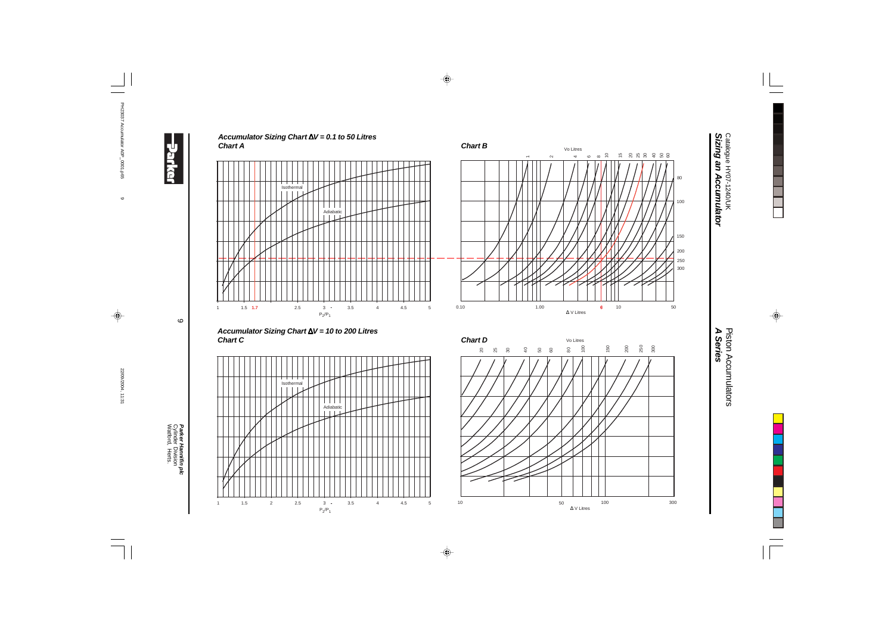# Piston Accumulators
## A Series

Catalogue HY07-1240/UK

**Sizing an Accumulator**

### *Accumulator Sizing Chart ΔV = 0.1 to 50 Litres*

***Chart A***

Isothermal

Adiabatic

1 1.5 **1.7** 2.5 3 3.5 4 4.5 5

$P_2/P_1$

***Chart B***

Vo Litres

1 2 4 6 8 10 15 20 25 30 40 50 60

80 100 150 200 250 300

0.10 1.00 **6** 10 50

Δ V Litres

### *Accumulator Sizing Chart ΔV = 10 to 200 Litres*

***Chart C***

Isothermal

Adiabatic

1 1.5 2 2.5 3 3.5 4 4.5 5

$P_2/P_1$

***Chart D***

Vo Litres

20 25 30 40 50 60 80 100 150 200 250 300

10 50 100 300

Δ V Litres

**Parker Hannifin plc**
Cylinder Division
Watford, Herts.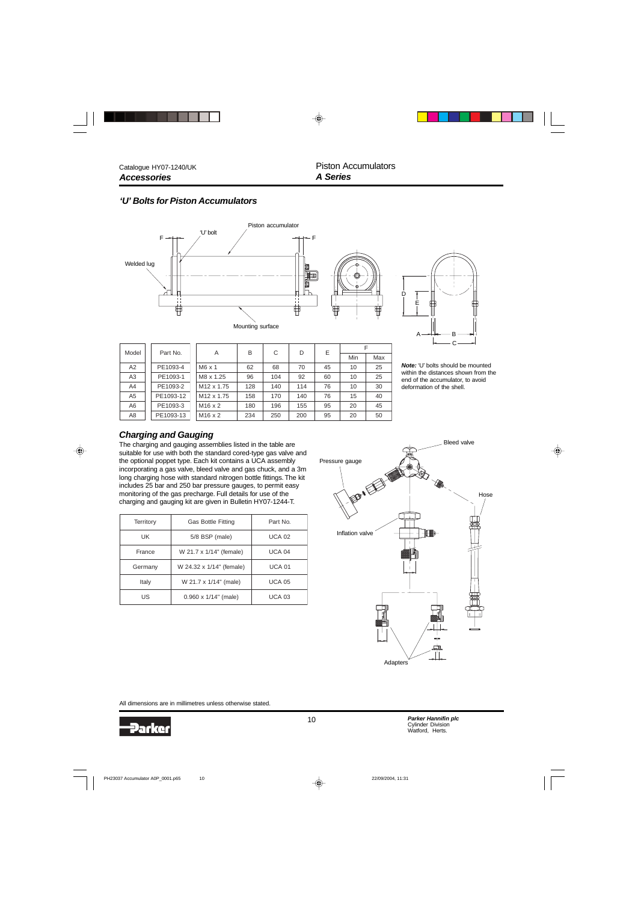Catalogue HY07-1240/UK
***Accessories***

Piston Accumulators
***A Series***

## *'U' Bolts for Piston Accumulators*

| Model | Part No. | A | B | C | D | E | F | |
|---|---|---|---|---|---|---|---|---|
| | | | | | | | Min | Max |
| A2 | PE1093-4 | M6 x 1 | 62 | 68 | 70 | 45 | 10 | 25 |
| A3 | PE1093-1 | M8 x 1.25 | 96 | 104 | 92 | 60 | 10 | 25 |
| A4 | PE1093-2 | M12 x 1.75 | 128 | 140 | 114 | 76 | 10 | 30 |
| A5 | PE1093-12 | M12 x 1.75 | 158 | 170 | 140 | 76 | 15 | 40 |
| A6 | PE1093-3 | M16 x 2 | 180 | 196 | 155 | 95 | 20 | 45 |
| A8 | PE1093-13 | M16 x 2 | 234 | 250 | 200 | 95 | 20 | 50 |

***Note:*** 'U' bolts should be mounted within the distances shown from the end of the accumulator, to avoid deformation of the shell.

## *Charging and Gauging*

The charging and gauging assemblies listed in the table are suitable for use with both the standard cored-type gas valve and the optional poppet type. Each kit contains a UCA assembly incorporating a gas valve, bleed valve and gas chuck, and a 3m long charging hose with standard nitrogen bottle fittings. The kit includes 25 bar and 250 bar pressure gauges, to permit easy monitoring of the gas precharge. Full details for use of the charging and gauging kit are given in Bulletin HY07-1244-T.

| Territory | Gas Bottle Fitting | Part No. |
|---|---|---|
| UK | 5/8 BSP (male) | UCA 02 |
| France | W 21.7 x 1/4" (female) | UCA 04 |
| Germany | W 24.32 x 1/4" (female) | UCA 01 |
| Italy | W 21.7 x 1/4" (male) | UCA 05 |
| US | 0.960 x 1/4" (male) | UCA 03 |

All dimensions are in millimetres unless otherwise stated.

***Parker Hannifin plc***
Cylinder Division
Watford, Herts.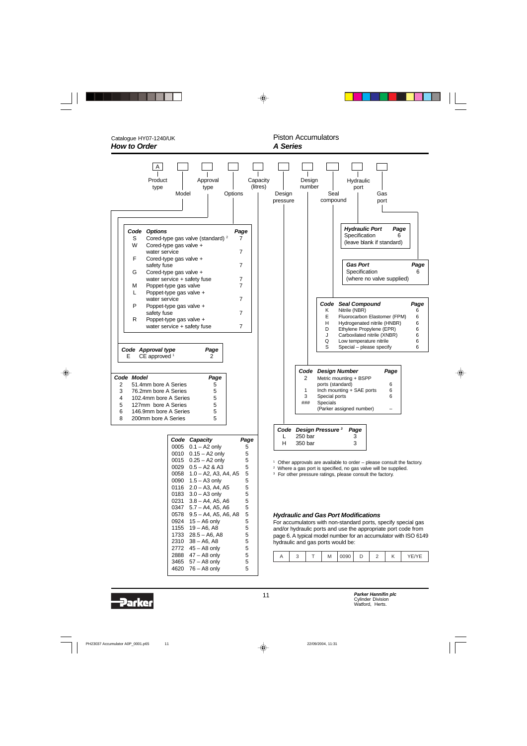Catalogue HY07-1240/UK

***How to Order***

Piston Accumulators

***A Series***

| A | | | | | | | | | |
|---|---|---|---|---|---|---|---|---|---|
| Product type | Model | Approval type | Options | Capacity (litres) | Design pressure | Design number | Seal compound | Hydraulic port | Gas port |

| Code | Options | Page |
|---|---|---|
| S | Cored-type gas valve (standard) [2] | 7 |
| W | Cored-type gas valve + water service | 7 |
| F | Cored-type gas valve + safety fuse | 7 |
| G | Cored-type gas valve + water service + safety fuse | 7 |
| M | Poppet-type gas valve | 7 |
| L | Poppet-type gas valve + water service | 7 |
| P | Poppet-type gas valve + safety fuse | 7 |
| R | Poppet-type gas valve + water service + safety fuse | 7 |

| Code | Approval type | Page |
|---|---|---|
| E | CE approved [1] | 2 |

| Code | Model | Page |
|---|---|---|
| 2 | 51.4mm bore A Series | 5 |
| 3 | 76.2mm bore A Series | 5 |
| 4 | 102.4mm bore A Series | 5 |
| 5 | 127mm bore A Series | 5 |
| 6 | 146.9mm bore A Series | 5 |
| 8 | 200mm bore A Series | 5 |

| Code | Capacity | Page |
|---|---|---|
| 0005 | 0.1 – A2 only | 5 |
| 0010 | 0.15 – A2 only | 5 |
| 0015 | 0.25 – A2 only | 5 |
| 0029 | 0.5 – A2 & A3 | 5 |
| 0058 | 1.0 – A2, A3, A4, A5 | 5 |
| 0090 | 1.5 – A3 only | 5 |
| 0116 | 2.0 – A3, A4, A5 | 5 |
| 0183 | 3.0 – A3 only | 5 |
| 0231 | 3.8 – A4, A5, A6 | 5 |
| 0347 | 5.7 – A4, A5, A6 | 5 |
| 0578 | 9.5 – A4, A5, A6, A8 | 5 |
| 0924 | 15 – A6 only | 5 |
| 1155 | 19 – A6, A8 | 5 |
| 1733 | 28.5 – A6, A8 | 5 |
| 2310 | 38 – A6, A8 | 5 |
| 2772 | 45 – A8 only | 5 |
| 2888 | 47 – A8 only | 5 |
| 3465 | 57 – A8 only | 5 |
| 4620 | 76 – A8 only | 5 |

| Hydraulic Port | Page |
|---|---|
| Specification (leave blank if standard) | 6 |

| Gas Port | Page |
|---|---|
| Specification (where no valve supplied) | 6 |

| Code | Seal Compound | Page |
|---|---|---|
| K | Nitrile (NBR) | 6 |
| E | Fluorocarbon Elastomer (FPM) | 6 |
| H | Hydrogenated nitrile (HNBR) | 6 |
| D | Ethylene Propylene (EPR) | 6 |
| J | Carboxilated nitrile (XNBR) | 6 |
| Q | Low temperature nitrile | 6 |
| S | Special – please specify | 6 |

| Code | Design Number | Page |
|---|---|---|
| 2 | Metric mounting + BSPP ports (standard) | 6 |
| 1 | Inch mounting + SAE ports | 6 |
| 3 | Special ports | 6 |
| ### | Specials (Parker assigned number) | – |

| Code | Design Pressure [3] | Page |
|---|---|---|
| L | 250 bar | 3 |
| H | 350 bar | 3 |

[1] Other approvals are available to order – please consult the factory.
[2] Where a gas port is specified, no gas valve will be supplied.
[3] For other pressure ratings, please consult the factory.

### *Hydraulic and Gas Port Modifications*

For accumulators with non-standard ports, specify special gas and/or hydraulic ports and use the appropriate port code from page 6. A typical model number for an accumulator with ISO 6149 hydraulic and gas ports would be:

| A | 3 | T | M | 0090 | D | 2 | K | YE/YE |
|---|---|---|---|---|---|---|---|---|

**Parker Hannifin plc**
Cylinder Division
Watford, Herts.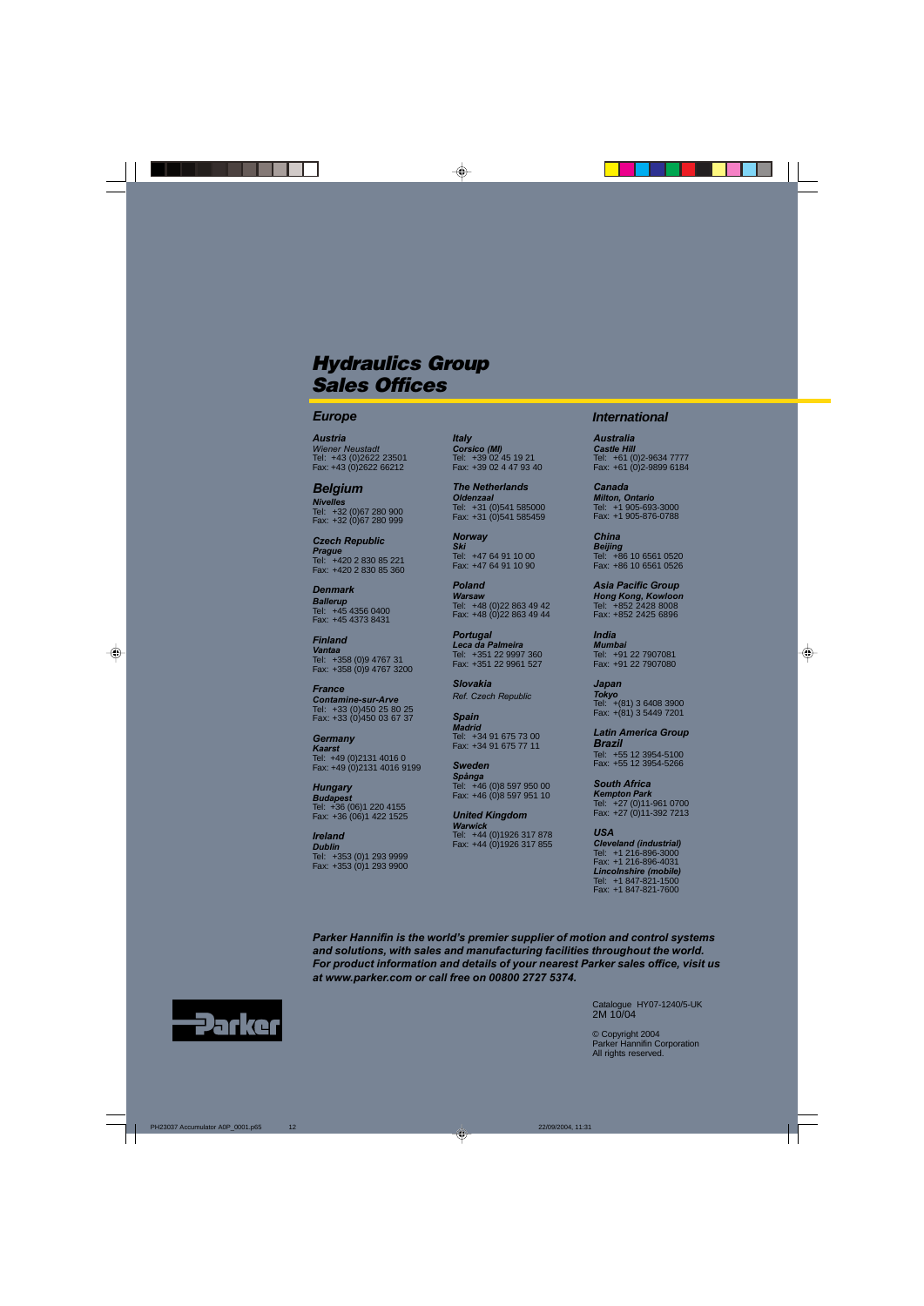# Hydraulics Group Sales Offices

## Europe

**Austria**
*Wiener Neustadt*
Tel: +43 (0)2622 23501
Fax: +43 (0)2622 66212

**Belgium**
***Nivelles***
Tel: +32 (0)67 280 900
Fax: +32 (0)67 280 999

**Czech Republic**
***Prague***
Tel: +420 2 830 85 221
Fax: +420 2 830 85 360

**Denmark**
***Ballerup***
Tel: +45 4356 0400
Fax: +45 4373 8431

**Finland**
***Vantaa***
Tel: +358 (0)9 4767 31
Fax: +358 (0)9 4767 3200

**France**
***Contamine-sur-Arve***
Tel: +33 (0)450 25 80 25
Fax: +33 (0)450 03 67 37

**Germany**
***Kaarst***
Tel: +49 (0)2131 4016 0
Fax: +49 (0)2131 4016 9199

**Hungary**
***Budapest***
Tel: +36 (06)1 220 4155
Fax: +36 (06)1 422 1525

**Ireland**
***Dublin***
Tel: +353 (0)1 293 9999
Fax: +353 (0)1 293 9900

**Italy**
***Corsico (MI)***
Tel: +39 02 45 19 21
Fax: +39 02 4 47 93 40

**The Netherlands**
***Oldenzaal***
Tel: +31 (0)541 585000
Fax: +31 (0)541 585459

**Norway**
***Ski***
Tel: +47 64 91 10 00
Fax: +47 64 91 10 90

**Poland**
***Warsaw***
Tel: +48 (0)22 863 49 42
Fax: +48 (0)22 863 49 44

**Portugal**
***Leca da Palmeira***
Tel: +351 22 9997 360
Fax: +351 22 9961 527

**Slovakia**
*Ref. Czech Republic*

**Spain**
***Madrid***
Tel: +34 91 675 73 00
Fax: +34 91 675 77 11

**Sweden**
***Spånga***
Tel: +46 (0)8 597 950 00
Fax: +46 (0)8 597 951 10

**United Kingdom**
***Warwick***
Tel: +44 (0)1926 317 878
Fax: +44 (0)1926 317 855

## International

**Australia**
***Castle Hill***
Tel: +61 (0)2-9634 7777
Fax: +61 (0)2-9899 6184

**Canada**
***Milton, Ontario***
Tel: +1 905-693-3000
Fax: +1 905-876-0788

**China**
***Beijing***
Tel: +86 10 6561 0520
Fax: +86 10 6561 0526

**Asia Pacific Group**
***Hong Kong, Kowloon***
Tel: +852 2428 8008
Fax: +852 2425 6896

**India**
***Mumbai***
Tel: +91 22 7907081
Fax: +91 22 7907080

**Japan**
***Tokyo***
Tel: +(81) 3 6408 3900
Fax: +(81) 3 5449 7201

**Latin America Group**
**Brazil**
Tel: +55 12 3954-5100
Fax: +55 12 3954-5266

**South Africa**
***Kempton Park***
Tel: +27 (0)11-961 0700
Fax: +27 (0)11-392 7213

**USA**
***Cleveland (industrial)***
Tel: +1 216-896-3000
Fax: +1 216-896-4031
***Lincolnshire (mobile)***
Tel: +1 847-821-1500
Fax: +1 847-821-7600

***Parker Hannifin is the world's premier supplier of motion and control systems and solutions, with sales and manufacturing facilities throughout the world. For product information and details of your nearest Parker sales office, visit us at www.parker.com or call free on 00800 2727 5374.***

Parker

Catalogue HY07-1240/5-UK
2M 10/04

© Copyright 2004
Parker Hannifin Corporation
All rights reserved.